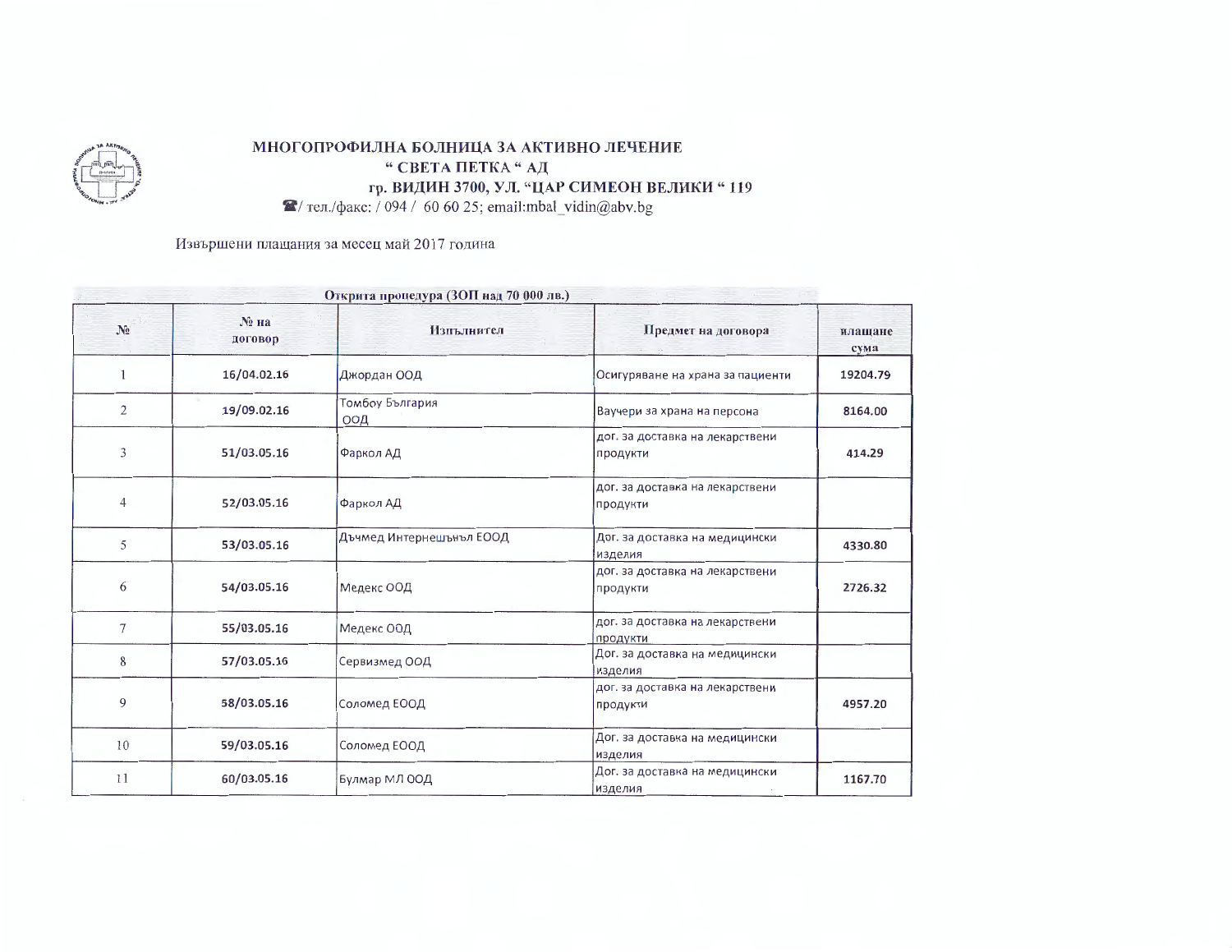**МНОГОПРОФИЛНА БОЛНИЦА ЗА АКТИВНО ЛЕЧЕНИЕ**
**" СВЕТА ПЕТКА " АД**
**гр. ВИДИН 3700, УЛ. "ЦАР СИМЕОН ВЕЛИКИ " 119**
☎/ тел./факс: / 094 / 60 60 25; email:mbal_vidin@abv.bg

Извършени плащания за месец май 2017 година

**Открита процедура (ЗОП над 70 000 лв.)**

| № | № на договор | Изпълнител | Предмет на договора | плащане сума |
|---|---|---|---|---|
| 1 | 16/04.02.16 | Джордан ООД | Осигуряване на храна за пациенти | 19204.79 |
| 2 | 19/09.02.16 | Томбоу България ООД | Ваучери за храна на персона | 8164.00 |
| 3 | 51/03.05.16 | Фаркол АД | дог. за доставка на лекарствени продукти | 414.29 |
| 4 | 52/03.05.16 | Фаркол АД | дог. за доставка на лекарствени продукти | |
| 5 | 53/03.05.16 | Дъчмед Интернешънъл ЕООД | Дог. за доставка на медицински изделия | 4330.80 |
| 6 | 54/03.05.16 | Медекс ООД | дог. за доставка на лекарствени продукти | 2726.32 |
| 7 | 55/03.05.16 | Медекс ООД | дог. за доставка на лекарствени продукти | |
| 8 | 57/03.05.16 | Сервизмед ООД | Дог. за доставка на медицински изделия | |
| 9 | 58/03.05.16 | Соломед ЕООД | дог. за доставка на лекарствени продукти | 4957.20 |
| 10 | 59/03.05.16 | Соломед ЕООД | Дог. за доставка на медицински изделия | |
| 11 | 60/03.05.16 | Булмар МЛ ООД | Дог. за доставка на медицински изделия | 1167.70 |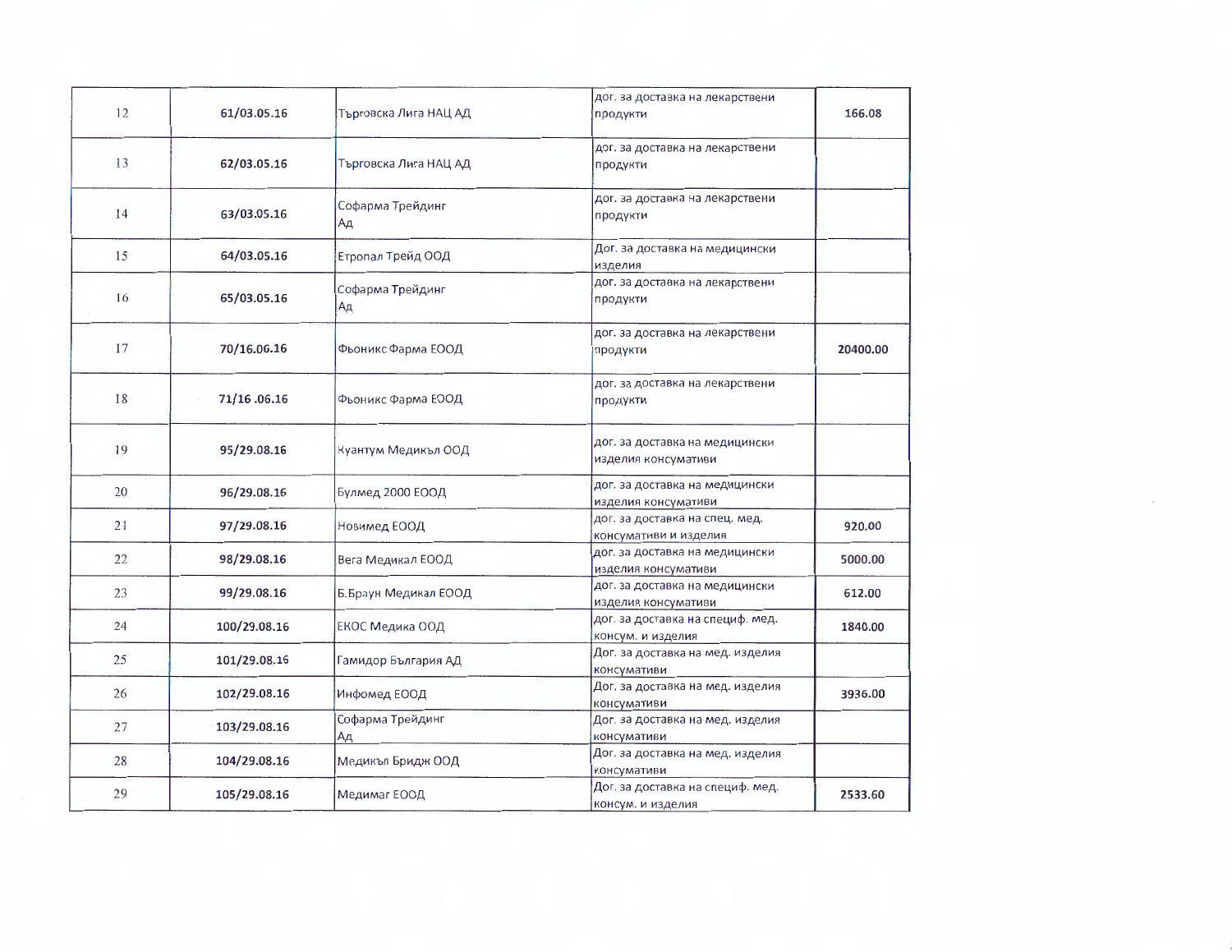| | | | | |
|---|---|---|---|---|
| 12 | 61/03.05.16 | Търговска Лига НАЦ АД | дог. за доставка на лекарствени продукти | 166.08 |
| 13 | 62/03.05.16 | Търговска Лига НАЦ АД | дог. за доставка на лекарствени продукти | |
| 14 | 63/03.05.16 | Софарма Трейдинг Ад | дог. за доставка на лекарствени продукти | |
| 15 | 64/03.05.16 | Етропал Трейд ООД | Дог. за доставка на медицински изделия | |
| 16 | 65/03.05.16 | Софарма Трейдинг Ад | дог. за доставка на лекарствени продукти | |
| 17 | 70/16.06.16 | Фьоникс Фарма ЕООД | дог. за доставка на лекарствени продукти | 20400.00 |
| 18 | 71/16 .06.16 | Фьоникс Фарма ЕООД | дог. за доставка на лекарствени продукти | |
| 19 | 95/29.08.16 | Куантум Медикъл ООД | дог. за доставка на медицински изделия консумативи | |
| 20 | 96/29.08.16 | Булмед 2000 ЕООД | дог. за доставка на медицински изделия консумативи | |
| 21 | 97/29.08.16 | Новимед ЕООД | дог. за доставка на спец. мед. консумативи и изделия | 920.00 |
| 22 | 98/29.08.16 | Вега Медикал ЕООД | дог. за доставка на медицински изделия консумативи | 5000.00 |
| 23 | 99/29.08.16 | Б.Браун Медикал ЕООД | дог. за доставка на медицински изделия консумативи | 612.00 |
| 24 | 100/29.08.16 | ЕКОС Медика ООД | дог. за доставка на специф. мед. консум. и изделия | 1840.00 |
| 25 | 101/29.08.16 | Гамидор България АД | Дог. за доставка на мед. изделия консумативи | |
| 26 | 102/29.08.16 | Инфомед ЕООД | Дог. за доставка на мед. изделия консумативи | 3936.00 |
| 27 | 103/29.08.16 | Софарма Трейдинг Ад | Дог. за доставка на мед. изделия консумативи | |
| 28 | 104/29.08.16 | Медикъл Бридж ООД | Дог. за доставка на мед. изделия консумативи | |
| 29 | 105/29.08.16 | Медимаг ЕООД | Дог. за доставка на специф. мед. консум. и изделия | 2533.60 |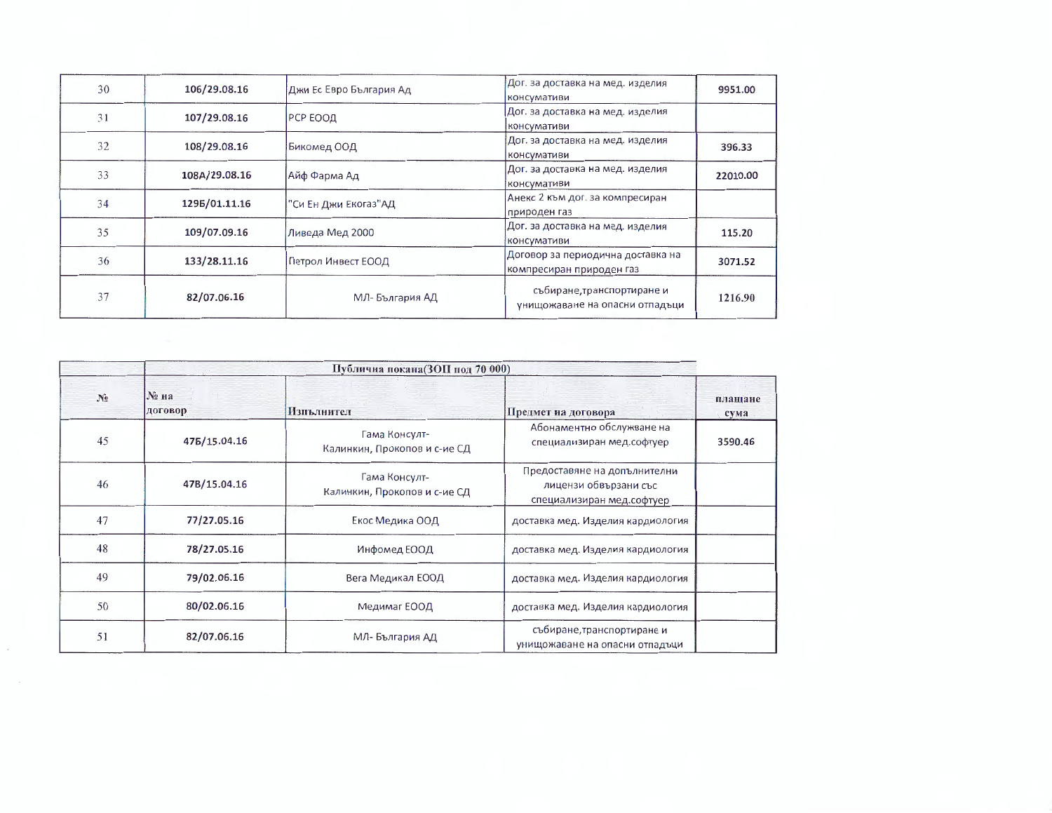| 30 | 106/29.08.16 | Джи Ес Евро България Ад | Дог. за доставка на мед. изделия консумативи | 9951.00 |
|---|---|---|---|---|
| 31 | 107/29.08.16 | РСР ЕООД | Дог. за доставка на мед. изделия консумативи | |
| 32 | 108/29.08.16 | Бикомед ООД | Дог. за доставка на мед. изделия консумативи | 396.33 |
| 33 | 108А/29.08.16 | Айф Фарма Ад | Дог. за доставка на мед. изделия консумативи | 22010.00 |
| 34 | 129Б/01.11.16 | "Си Ен Джи Екогаз"АД | Анекс 2 към дог. за компресиран природен газ | |
| 35 | 109/07.09.16 | Ливеда Мед 2000 | Дог. за доставка на мед. изделия консумативи | 115.20 |
| 36 | 133/28.11.16 | Петрол Инвест ЕООД | Договор за периодична доставка на компресиран природен газ | 3071.52 |
| 37 | 82/07.06.16 | МЛ- България АД | събиране,транспортиране и унищожаване на опасни отпадъци | 1216.90 |

| | Публична покана(ЗОП под 70 000) | | | |
|---|---|---|---|---|
| № | № на договор | Изпълнител | Предмет на договора | плащане сума |
| 45 | 47Б/15.04.16 | Гама Консулт-Калинкин, Прокопов и с-ие СД | Абонаментно обслужване на специализиран мед.софтуер | 3590.46 |
| 46 | 47В/15.04.16 | Гама Консулт-Калинкин, Прокопов и с-ие СД | Предоставяне на допълнителни лицензи обвързани със специализиран мед.софтуер | |
| 47 | 77/27.05.16 | Екос Медика ООД | доставка мед. Изделия кардиология | |
| 48 | 78/27.05.16 | Инфомед ЕООД | доставка мед. Изделия кардиология | |
| 49 | 79/02.06.16 | Вега Медикал ЕООД | доставка мед. Изделия кардиология | |
| 50 | 80/02.06.16 | Медимаг ЕООД | доставка мед. Изделия кардиология | |
| 51 | 82/07.06.16 | МЛ- България АД | събиране,транспортиране и унищожаване на опасни отпадъци | |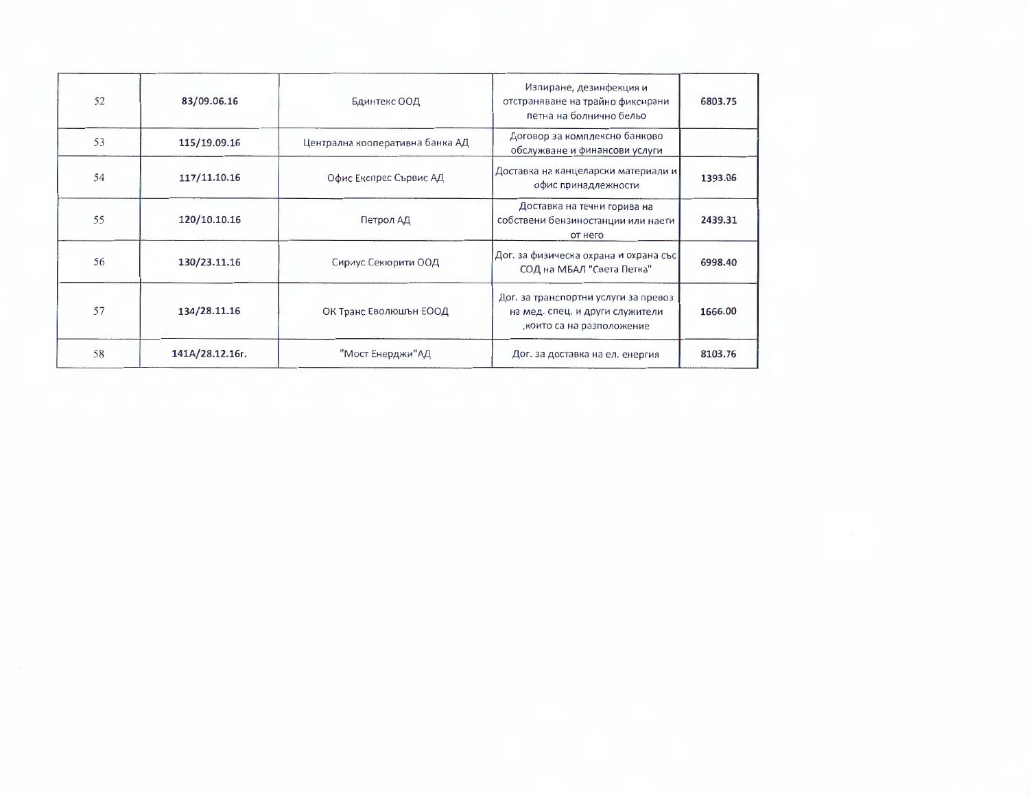| | | | | |
|---|---|---|---|---|
| 52 | 83/09.06.16 | Бдинтекс ООД | Изпиране, дезинфекция и отстраняване на трайно фиксирани петна на болнично бельо | 6803.75 |
| 53 | 115/19.09.16 | Централна кооперативна банка АД | Договор за комплексно банково обслужване и финансови услуги | |
| 54 | 117/11.10.16 | Офис Експрес Сървис АД | Доставка на канцеларски материали и офис принадлежности | 1393.06 |
| 55 | 120/10.10.16 | Петрол АД | Доставка на течни горива на собствени бензиностанции или наети от него | 2439.31 |
| 56 | 130/23.11.16 | Сириус Секюрити ООД | Дог. за физическа охрана и охрана със СОД на МБАЛ "Света Петка" | 6998.40 |
| 57 | 134/28.11.16 | ОК Транс Еволюшън ЕООД | Дог. за транспортни услуги за превоз на мед. спец. и други служители ,които са на разположение | 1666.00 |
| 58 | 141А/28.12.16г. | "Мост Енерджи"АД | Дог. за доставка на ел. енергия | 8103.76 |